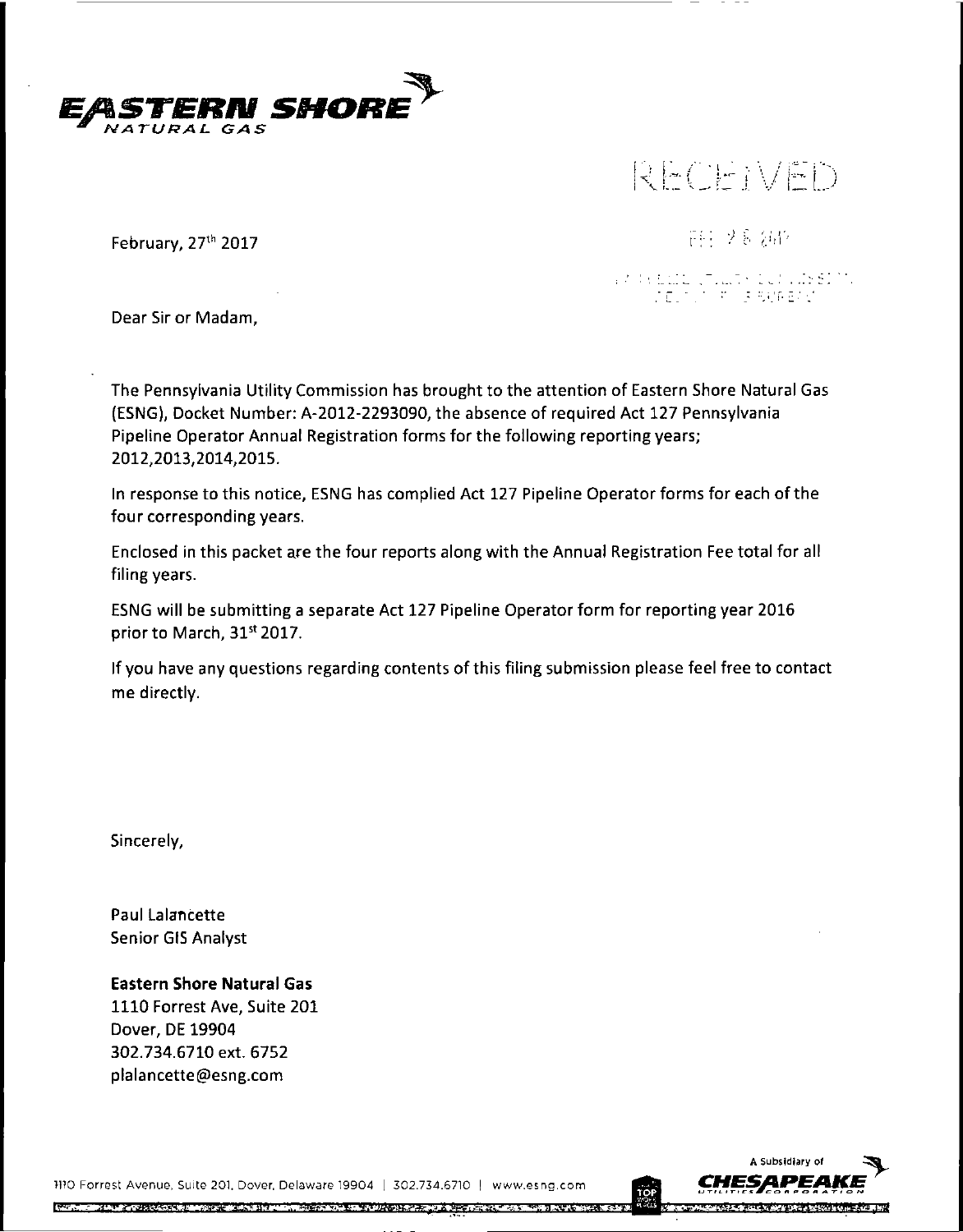**EASTERN SHORE**
*NATURAL GAS*

RECEIVED

FEB 28 2017

PA PUBLIC UTILITY COMMISSION
SECRETARY'S BUREAU

February, 27th 2017

Dear Sir or Madam,

The Pennsylvania Utility Commission has brought to the attention of Eastern Shore Natural Gas (ESNG), Docket Number: A-2012-2293090, the absence of required Act 127 Pennsylvania Pipeline Operator Annual Registration forms for the following reporting years; 2012,2013,2014,2015.

In response to this notice, ESNG has complied Act 127 Pipeline Operator forms for each of the four corresponding years.

Enclosed in this packet are the four reports along with the Annual Registration Fee total for all filing years.

ESNG will be submitting a separate Act 127 Pipeline Operator form for reporting year 2016 prior to March, 31st 2017.

If you have any questions regarding contents of this filing submission please feel free to contact me directly.

Sincerely,

Paul Lalancette
Senior GIS Analyst

**Eastern Shore Natural Gas**
1110 Forrest Ave, Suite 201
Dover, DE 19904
302.734.6710 ext. 6752
plalancette@esng.com

1110 Forrest Avenue, Suite 201, Dover, Delaware 19904 | 302.734.6710 | www.esng.com

A Subsidiary of **CHESAPEAKE** UTILITIES CORPORATION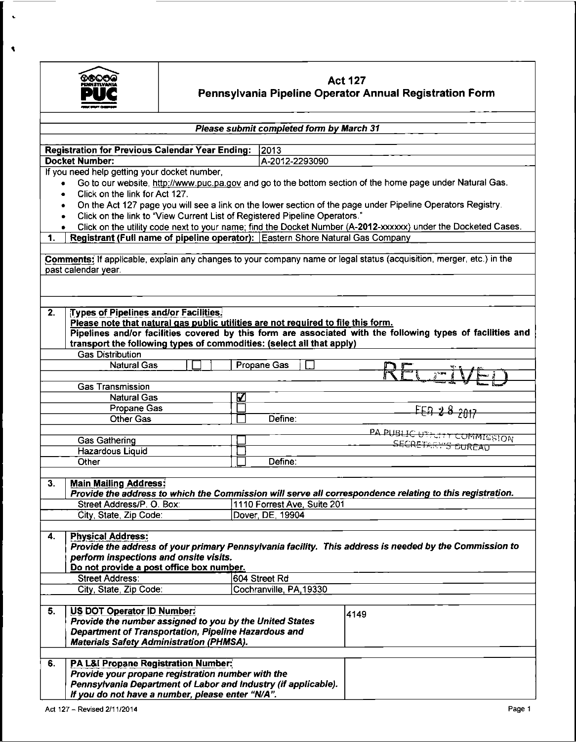# Act 127
## Pennsylvania Pipeline Operator Annual Registration Form

***Please submit completed form by March 31***

| | |
|---|---|
| **Registration for Previous Calendar Year Ending:** | 2013 |
| **Docket Number:** | A-2012-2293090 |

If you need help getting your docket number,

- Go to our website, http://www.puc.pa.gov and go to the bottom section of the home page under Natural Gas.
- Click on the link for Act 127.
- On the Act 127 page you will see a link on the lower section of the page under Pipeline Operators Registry.
- Click on the link to "View Current List of Registered Pipeline Operators."
- Click on the utility code next to your name; find the Docket Number (A-**2012**-xxxxxx) under the Docketed Cases.

**1. Registrant (Full name of pipeline operator):** Eastern Shore Natural Gas Company

**Comments:** If applicable, explain any changes to your company name or legal status (acquisition, merger, etc.) in the past calendar year.

**2. Types of Pipelines and/or Facilities:**

**Please note that natural gas public utilities are not required to file this form.**

**Pipelines and/or facilities covered by this form are associated with the following types of facilities and transport the following types of commodities: (select all that apply)**

Gas Distribution

| | | | |
|---|---|---|---|
| Natural Gas | ☐ | Propane Gas | ☐ |

Gas Transmission

| | | |
|---|---|---|
| Natural Gas | ☑ | |
| Propane Gas | ☐ | |
| Other Gas | ☐ | Define: |

| | | |
|---|---|---|
| Gas Gathering | ☐ | |
| Hazardous Liquid | ☐ | |
| Other | ☐ | Define: |

RECEIVED
FEB 28 2017
PA PUBLIC UTILITY COMMISSION SECRETARY'S BUREAU

**3. Main Mailing Address:**

***Provide the address to which the Commission will serve all correspondence relating to this registration.***

| | |
|---|---|
| Street Address/P. O. Box: | 1110 Forrest Ave, Suite 201 |
| City, State, Zip Code: | Dover, DE, 19904 |

**4. Physical Address:**

***Provide the address of your primary Pennsylvania facility. This address is needed by the Commission to perform inspections and onsite visits.***

***Do not provide a post office box number.***

| | |
|---|---|
| Street Address: | 604 Street Rd |
| City, State, Zip Code: | Cochranville, PA,19330 |

| | |
|---|---|
| **5. US DOT Operator ID Number:** ***Provide the number assigned to you by the United States Department of Transportation, Pipeline Hazardous and Materials Safety Administration (PHMSA).*** | 4149 |
| **6. PA L&I Propane Registration Number:** ***Provide your propane registration number with the Pennsylvania Department of Labor and Industry (if applicable). If you do not have a number, please enter "N/A".*** | |

Act 127 – Revised 2/11/2014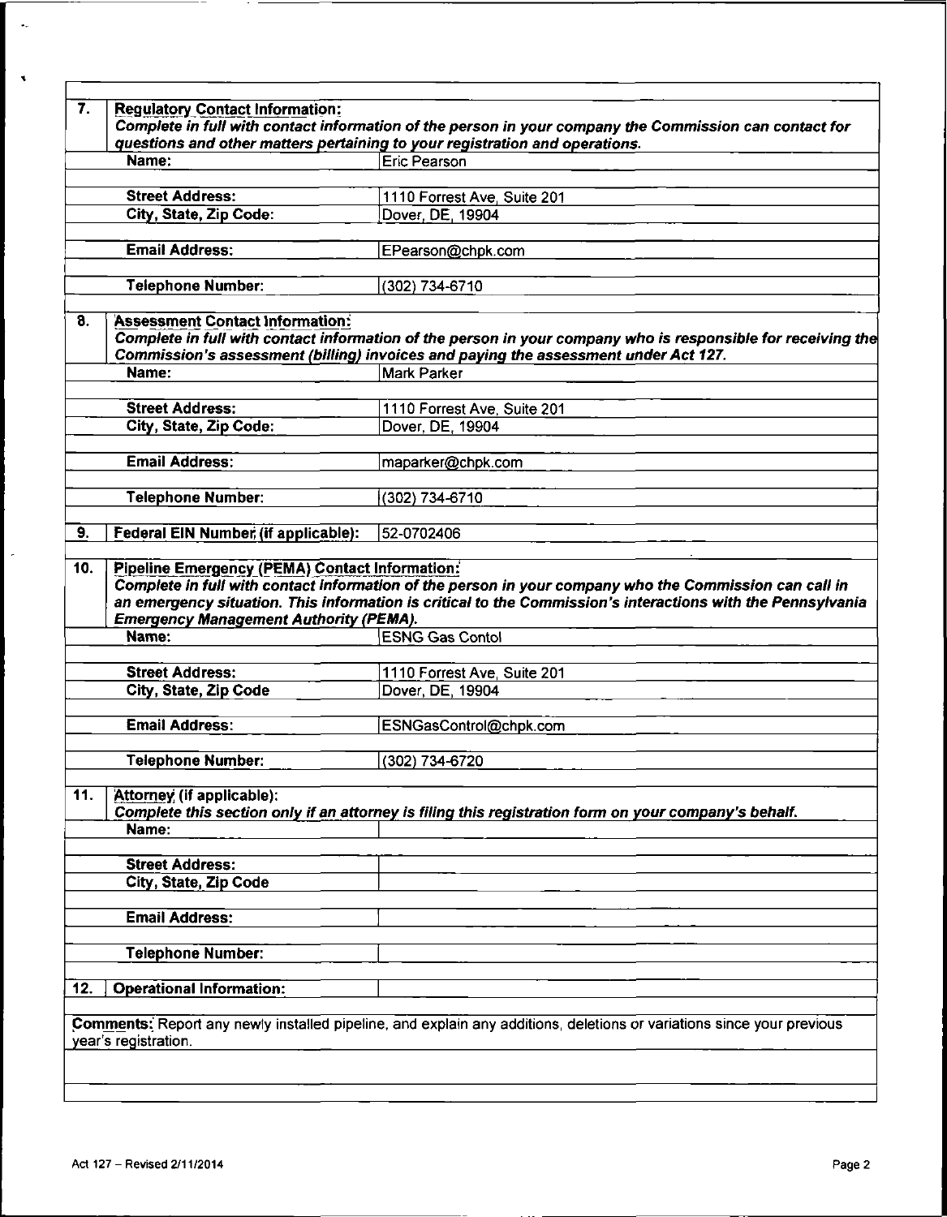| | | |
|---|---|---|
| **7.** | **Regulatory Contact Information:** *Complete in full with contact information of the person in your company the Commission can contact for questions and other matters pertaining to your registration and operations.* | |
| | **Name:** | Eric Pearson |
| | **Street Address:** | 1110 Forrest Ave, Suite 201 |
| | **City, State, Zip Code:** | Dover, DE, 19904 |
| | **Email Address:** | EPearson@chpk.com |
| | **Telephone Number:** | (302) 734-6710 |
| **8.** | **Assessment Contact Information:** *Complete in full with contact information of the person in your company who is responsible for receiving the Commission's assessment (billing) invoices and paying the assessment under Act 127.* | |
| | **Name:** | Mark Parker |
| | **Street Address:** | 1110 Forrest Ave, Suite 201 |
| | **City, State, Zip Code:** | Dover, DE, 19904 |
| | **Email Address:** | maparker@chpk.com |
| | **Telephone Number:** | (302) 734-6710 |
| **9.** | **Federal EIN Number (if applicable):** | 52-0702406 |
| **10.** | **Pipeline Emergency (PEMA) Contact Information:** *Complete in full with contact information of the person in your company who the Commission can call in an emergency situation. This information is critical to the Commission's interactions with the Pennsylvania Emergency Management Authority (PEMA).* | |
| | **Name:** | ESNG Gas Contol |
| | **Street Address:** | 1110 Forrest Ave, Suite 201 |
| | **City, State, Zip Code** | Dover, DE, 19904 |
| | **Email Address:** | ESNGasControl@chpk.com |
| | **Telephone Number:** | (302) 734-6720 |
| **11.** | **Attorney (if applicable):** *Complete this section only if an attorney is filing this registration form on your company's behalf.* | |
| | **Name:** | |
| | **Street Address:** | |
| | **City, State, Zip Code** | |
| | **Email Address:** | |
| | **Telephone Number:** | |
| **12.** | **Operational Information:** | |

**Comments:** Report any newly installed pipeline, and explain any additions, deletions or variations since your previous year's registration.

Act 127 – Revised 2/11/2014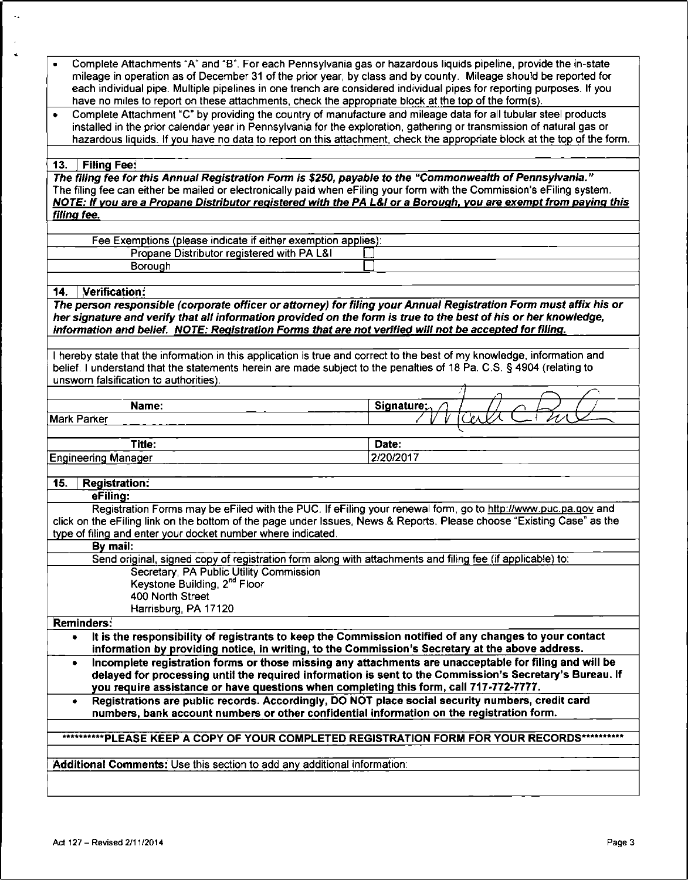- Complete Attachments "A" and "B". For each Pennsylvania gas or hazardous liquids pipeline, provide the in-state mileage in operation as of December 31 of the prior year, by class and by county. Mileage should be reported for each individual pipe. Multiple pipelines in one trench are considered individual pipes for reporting purposes. If you have no miles to report on these attachments, check the appropriate block at the top of the form(s).
- Complete Attachment "C" by providing the country of manufacture and mileage data for all tubular steel products installed in the prior calendar year in Pennsylvania for the exploration, gathering or transmission of natural gas or hazardous liquids. If you have no data to report on this attachment, check the appropriate block at the top of the form.

## 13. Filing Fee:

***The filing fee for this Annual Registration Form is $250, payable to the "Commonwealth of Pennsylvania."***
The filing fee can either be mailed or electronically paid when eFiling your form with the Commission's eFiling system.
***NOTE: If you are a Propane Distributor registered with the PA L&I or a Borough, you are exempt from paying this filing fee.***

Fee Exemptions (please indicate if either exemption applies):

| | |
|---|---|
| Propane Distributor registered with PA L&I | ☐ |
| Borough | ☐ |

## 14. Verification:

***The person responsible (corporate officer or attorney) for filing your Annual Registration Form must affix his or her signature and verify that all information provided on the form is true to the best of his or her knowledge, information and belief. NOTE: Registration Forms that are not verified will not be accepted for filing.***

I hereby state that the information in this application is true and correct to the best of my knowledge, information and belief. I understand that the statements herein are made subject to the penalties of 18 Pa. C.S. § 4904 (relating to unsworn falsification to authorities).

| Name: | Signature: |
|---|---|
| Mark Parker | [signature] |
| **Title:** | **Date:** |
| Engineering Manager | 2/20/2017 |

## 15. Registration:

**eFiling:**

Registration Forms may be eFiled with the PUC. If eFiling your renewal form, go to http://www.puc.pa.gov and click on the eFiling link on the bottom of the page under Issues, News & Reports. Please choose "Existing Case" as the type of filing and enter your docket number where indicated.

**By mail:**

Send original, signed copy of registration form along with attachments and filing fee (if applicable) to:

Secretary, PA Public Utility Commission
Keystone Building, 2nd Floor
400 North Street
Harrisburg, PA 17120

**Reminders:**

- **It is the responsibility of registrants to keep the Commission notified of any changes to your contact information by providing notice, in writing, to the Commission's Secretary at the above address.**
- **Incomplete registration forms or those missing any attachments are unacceptable for filing and will be delayed for processing until the required information is sent to the Commission's Secretary's Bureau. If you require assistance or have questions when completing this form, call 717-772-7777.**
- **Registrations are public records. Accordingly, DO NOT place social security numbers, credit card numbers, bank account numbers or other confidential information on the registration form.**

**\*\*\*\*\*\*\*\*\*\*PLEASE KEEP A COPY OF YOUR COMPLETED REGISTRATION FORM FOR YOUR RECORDS\*\*\*\*\*\*\*\*\*\***

**Additional Comments:** Use this section to add any additional information:

Act 127 – Revised 2/11/2014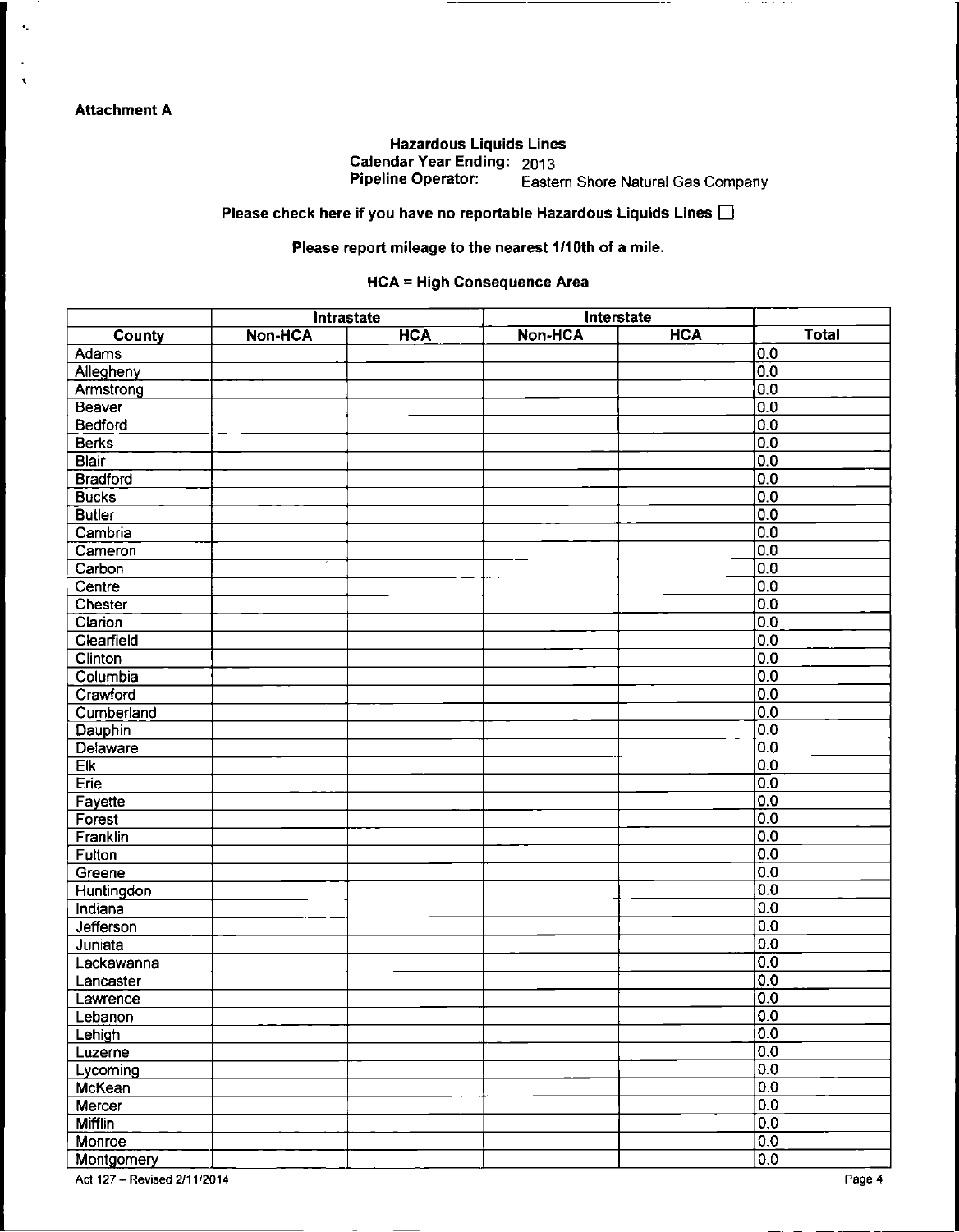**Attachment A**

**Hazardous Liquids Lines**
**Calendar Year Ending:** 2013
**Pipeline Operator:** Eastern Shore Natural Gas Company

**Please check here if you have no reportable Hazardous Liquids Lines** ☐

**Please report mileage to the nearest 1/10th of a mile.**

**HCA = High Consequence Area**

| | Intrastate | | Interstate | | |
|---|---|---|---|---|---|
| **County** | **Non-HCA** | **HCA** | **Non-HCA** | **HCA** | **Total** |
| Adams | | | | | 0.0 |
| Allegheny | | | | | 0.0 |
| Armstrong | | | | | 0.0 |
| Beaver | | | | | 0.0 |
| Bedford | | | | | 0.0 |
| Berks | | | | | 0.0 |
| Blair | | | | | 0.0 |
| Bradford | | | | | 0.0 |
| Bucks | | | | | 0.0 |
| Butler | | | | | 0.0 |
| Cambria | | | | | 0.0 |
| Cameron | | | | | 0.0 |
| Carbon | | | | | 0.0 |
| Centre | | | | | 0.0 |
| Chester | | | | | 0.0 |
| Clarion | | | | | 0.0 |
| Clearfield | | | | | 0.0 |
| Clinton | | | | | 0.0 |
| Columbia | | | | | 0.0 |
| Crawford | | | | | 0.0 |
| Cumberland | | | | | 0.0 |
| Dauphin | | | | | 0.0 |
| Delaware | | | | | 0.0 |
| Elk | | | | | 0.0 |
| Erie | | | | | 0.0 |
| Fayette | | | | | 0.0 |
| Forest | | | | | 0.0 |
| Franklin | | | | | 0.0 |
| Fulton | | | | | 0.0 |
| Greene | | | | | 0.0 |
| Huntingdon | | | | | 0.0 |
| Indiana | | | | | 0.0 |
| Jefferson | | | | | 0.0 |
| Juniata | | | | | 0.0 |
| Lackawanna | | | | | 0.0 |
| Lancaster | | | | | 0.0 |
| Lawrence | | | | | 0.0 |
| Lebanon | | | | | 0.0 |
| Lehigh | | | | | 0.0 |
| Luzerne | | | | | 0.0 |
| Lycoming | | | | | 0.0 |
| McKean | | | | | 0.0 |
| Mercer | | | | | 0.0 |
| Mifflin | | | | | 0.0 |
| Monroe | | | | | 0.0 |
| Montgomery | | | | | 0.0 |

Act 127 – Revised 2/11/2014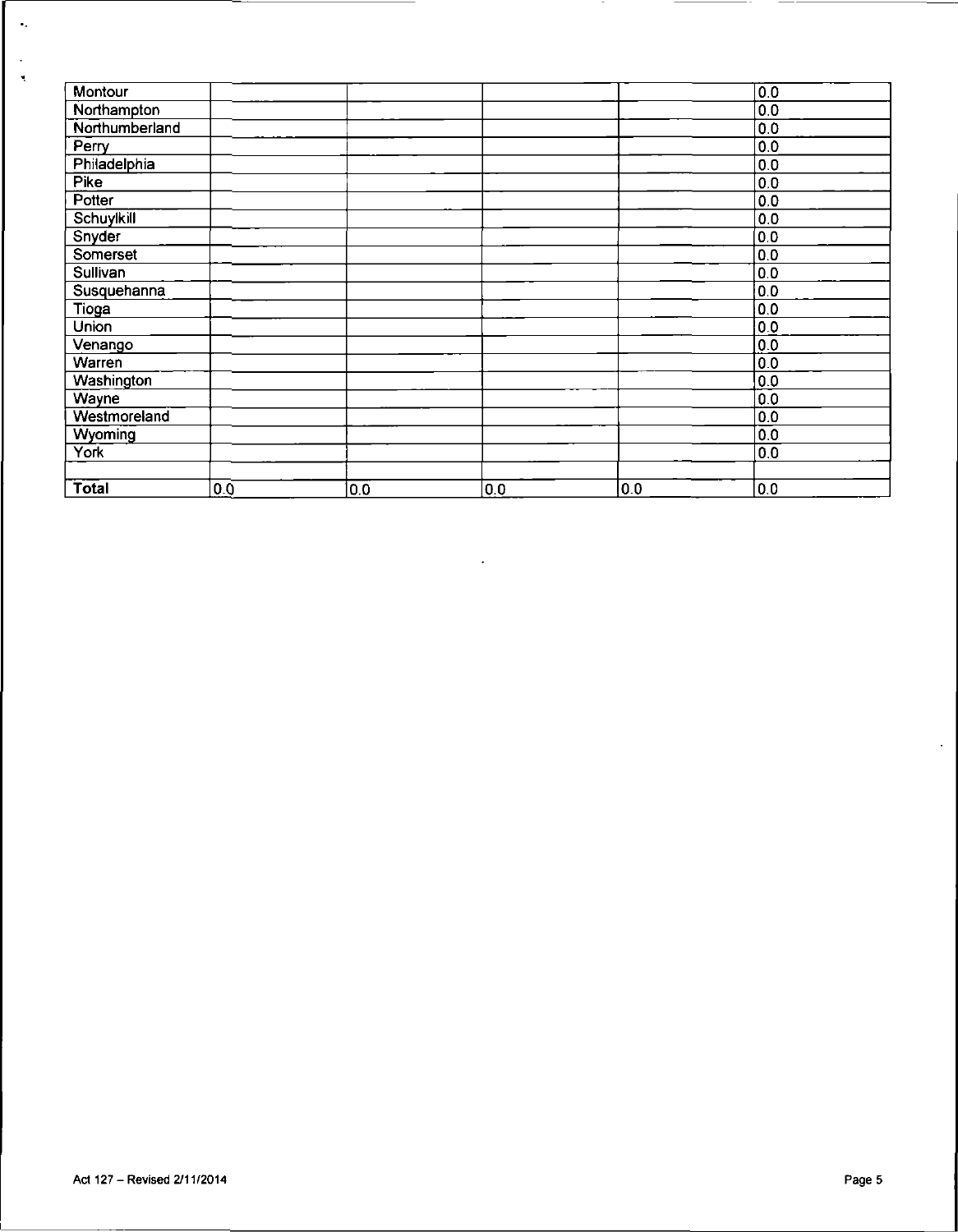| Montour | | | | | 0.0 |
|---|---|---|---|---|---|
| Northampton | | | | | 0.0 |
| Northumberland | | | | | 0.0 |
| Perry | | | | | 0.0 |
| Philadelphia | | | | | 0.0 |
| Pike | | | | | 0.0 |
| Potter | | | | | 0.0 |
| Schuylkill | | | | | 0.0 |
| Snyder | | | | | 0.0 |
| Somerset | | | | | 0.0 |
| Sullivan | | | | | 0.0 |
| Susquehanna | | | | | 0.0 |
| Tioga | | | | | 0.0 |
| Union | | | | | 0.0 |
| Venango | | | | | 0.0 |
| Warren | | | | | 0.0 |
| Washington | | | | | 0.0 |
| Wayne | | | | | 0.0 |
| Westmoreland | | | | | 0.0 |
| Wyoming | | | | | 0.0 |
| York | | | | | 0.0 |
| | | | | | |
| **Total** | 0.0 | 0.0 | 0.0 | 0.0 | 0.0 |

Act 127 – Revised 2/11/2014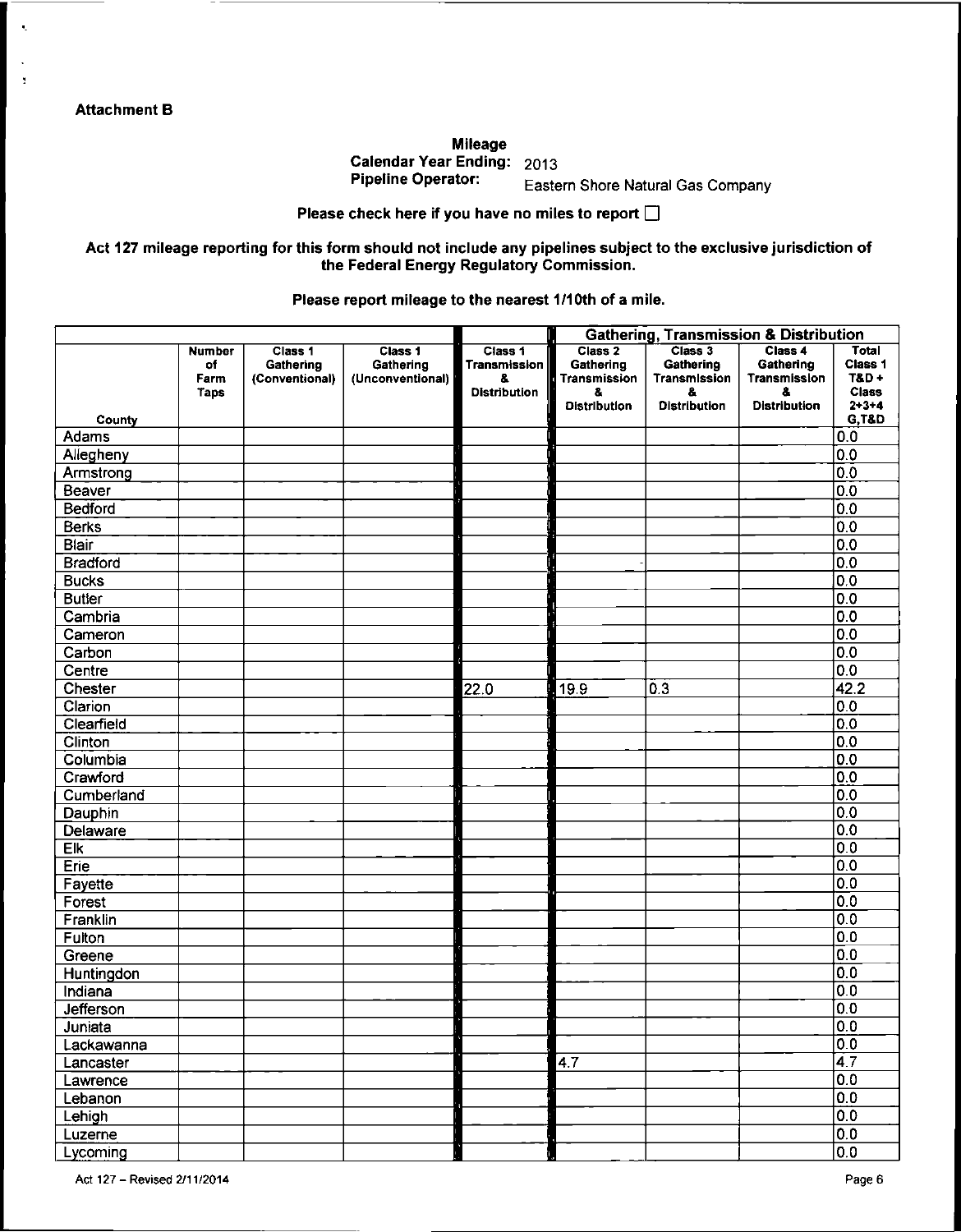**Attachment B**

**Mileage**
**Calendar Year Ending:** 2013
**Pipeline Operator:** Eastern Shore Natural Gas Company

**Please check here if you have no miles to report** ☐

**Act 127 mileage reporting for this form should not include any pipelines subject to the exclusive jurisdiction of the Federal Energy Regulatory Commission.**

**Please report mileage to the nearest 1/10th of a mile.**

| | | | | | Gathering, Transmission & Distribution | | | |
|---|---|---|---|---|---|---|---|---|
| County | Number of Farm Taps | Class 1 Gathering (Conventional) | Class 1 Gathering (Unconventional) | Class 1 Transmission & Distribution | Class 2 Gathering Transmission & Distribution | Class 3 Gathering Transmission & Distribution | Class 4 Gathering Transmission & Distribution | Total Class 1 T&D + Class 2+3+4 G,T&D |
| Adams | | | | | | | | 0.0 |
| Allegheny | | | | | | | | 0.0 |
| Armstrong | | | | | | | | 0.0 |
| Beaver | | | | | | | | 0.0 |
| Bedford | | | | | | | | 0.0 |
| Berks | | | | | | | | 0.0 |
| Blair | | | | | | | | 0.0 |
| Bradford | | | | | | | | 0.0 |
| Bucks | | | | | | | | 0.0 |
| Butler | | | | | | | | 0.0 |
| Cambria | | | | | | | | 0.0 |
| Cameron | | | | | | | | 0.0 |
| Carbon | | | | | | | | 0.0 |
| Centre | | | | | | | | 0.0 |
| Chester | | | | 22.0 | 19.9 | 0.3 | | 42.2 |
| Clarion | | | | | | | | 0.0 |
| Clearfield | | | | | | | | 0.0 |
| Clinton | | | | | | | | 0.0 |
| Columbia | | | | | | | | 0.0 |
| Crawford | | | | | | | | 0.0 |
| Cumberland | | | | | | | | 0.0 |
| Dauphin | | | | | | | | 0.0 |
| Delaware | | | | | | | | 0.0 |
| Elk | | | | | | | | 0.0 |
| Erie | | | | | | | | 0.0 |
| Fayette | | | | | | | | 0.0 |
| Forest | | | | | | | | 0.0 |
| Franklin | | | | | | | | 0.0 |
| Fulton | | | | | | | | 0.0 |
| Greene | | | | | | | | 0.0 |
| Huntingdon | | | | | | | | 0.0 |
| Indiana | | | | | | | | 0.0 |
| Jefferson | | | | | | | | 0.0 |
| Juniata | | | | | | | | 0.0 |
| Lackawanna | | | | | | | | 0.0 |
| Lancaster | | | | | 4.7 | | | 4.7 |
| Lawrence | | | | | | | | 0.0 |
| Lebanon | | | | | | | | 0.0 |
| Lehigh | | | | | | | | 0.0 |
| Luzerne | | | | | | | | 0.0 |
| Lycoming | | | | | | | | 0.0 |

Act 127 – Revised 2/11/2014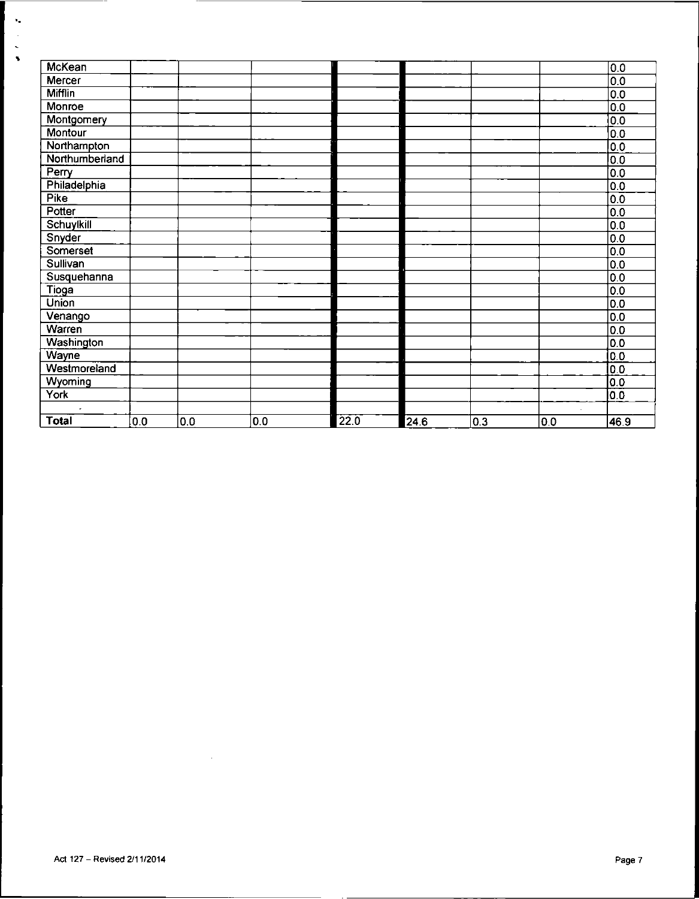| | | | | | | | | |
|---|---|---|---|---|---|---|---|---|
| McKean | | | | | | | | 0.0 |
| Mercer | | | | | | | | 0.0 |
| Mifflin | | | | | | | | 0.0 |
| Monroe | | | | | | | | 0.0 |
| Montgomery | | | | | | | | 0.0 |
| Montour | | | | | | | | 0.0 |
| Northampton | | | | | | | | 0.0 |
| Northumberland | | | | | | | | 0.0 |
| Perry | | | | | | | | 0.0 |
| Philadelphia | | | | | | | | 0.0 |
| Pike | | | | | | | | 0.0 |
| Potter | | | | | | | | 0.0 |
| Schuylkill | | | | | | | | 0.0 |
| Snyder | | | | | | | | 0.0 |
| Somerset | | | | | | | | 0.0 |
| Sullivan | | | | | | | | 0.0 |
| Susquehanna | | | | | | | | 0.0 |
| Tioga | | | | | | | | 0.0 |
| Union | | | | | | | | 0.0 |
| Venango | | | | | | | | 0.0 |
| Warren | | | | | | | | 0.0 |
| Washington | | | | | | | | 0.0 |
| Wayne | | | | | | | | 0.0 |
| Westmoreland | | | | | | | | 0.0 |
| Wyoming | | | | | | | | 0.0 |
| York | | | | | | | | 0.0 |
| | | | | | | | | |
| **Total** | 0.0 | 0.0 | 0.0 | 22.0 | 24.6 | 0.3 | 0.0 | 46.9 |

Act 127 – Revised 2/11/2014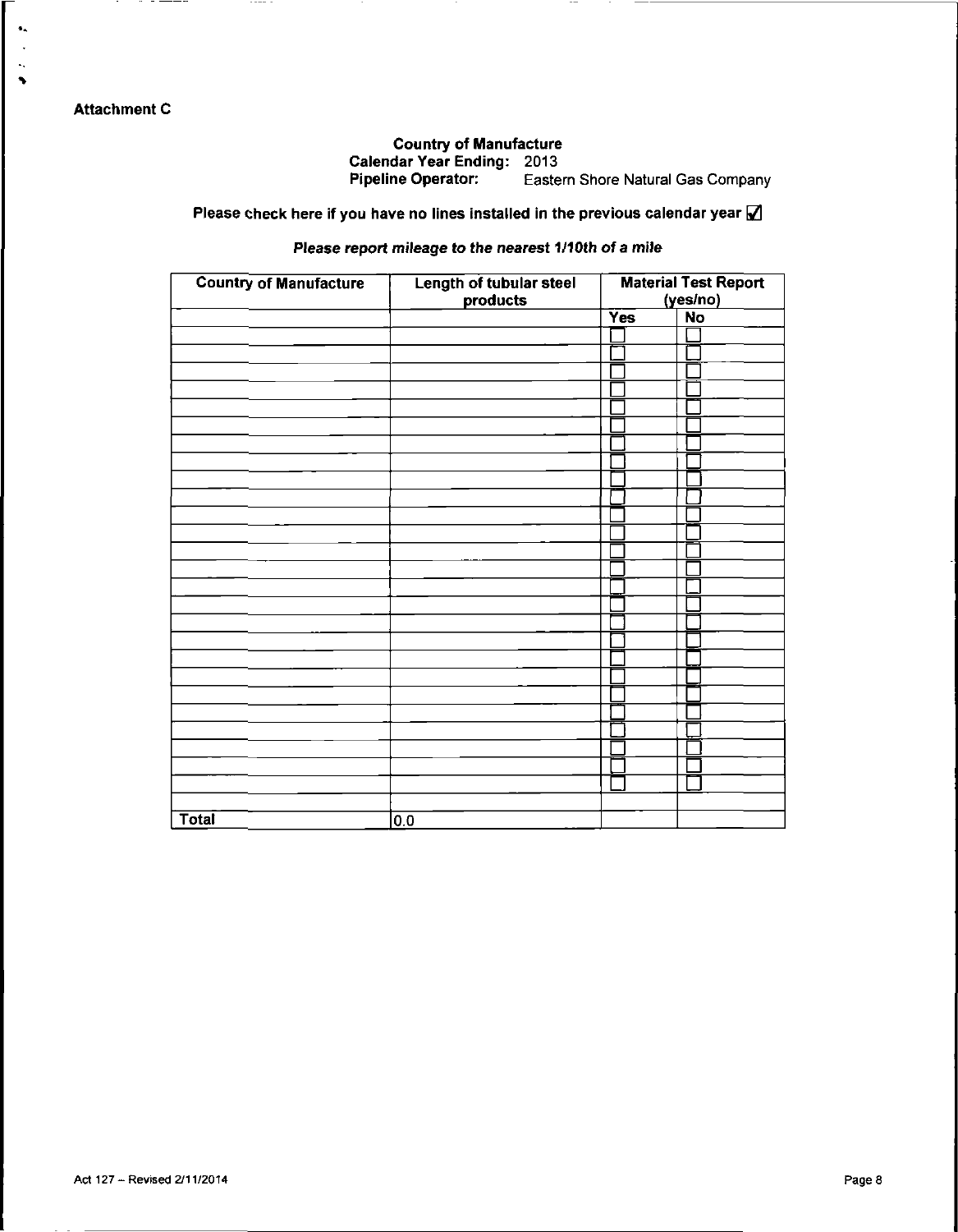**Attachment C**

**Country of Manufacture**
**Calendar Year Ending:** 2013
**Pipeline Operator:** Eastern Shore Natural Gas Company

**Please check here if you have no lines installed in the previous calendar year** ☑

***Please report mileage to the nearest 1/10th of a mile***

| Country of Manufacture | Length of tubular steel products | Material Test Report (yes/no) | |
|---|---|---|---|
| | | Yes | No |
| | | ☐ | ☐ |
| | | ☐ | ☐ |
| | | ☐ | ☐ |
| | | ☐ | ☐ |
| | | ☐ | ☐ |
| | | ☐ | ☐ |
| | | ☐ | ☐ |
| | | ☐ | ☐ |
| | | ☐ | ☐ |
| | | ☐ | ☐ |
| | | ☐ | ☐ |
| | | ☐ | ☐ |
| | | ☐ | ☐ |
| | | ☐ | ☐ |
| | | ☐ | ☐ |
| | | ☐ | ☐ |
| | | ☐ | ☐ |
| | | ☐ | ☐ |
| | | ☐ | ☐ |
| | | ☐ | ☐ |
| | | ☐ | ☐ |
| | | ☐ | ☐ |
| | | ☐ | ☐ |
| | | ☐ | ☐ |
| | | ☐ | ☐ |
| | | ☐ | ☐ |
| | | | |
| **Total** | 0.0 | | |

Act 127 – Revised 2/11/2014